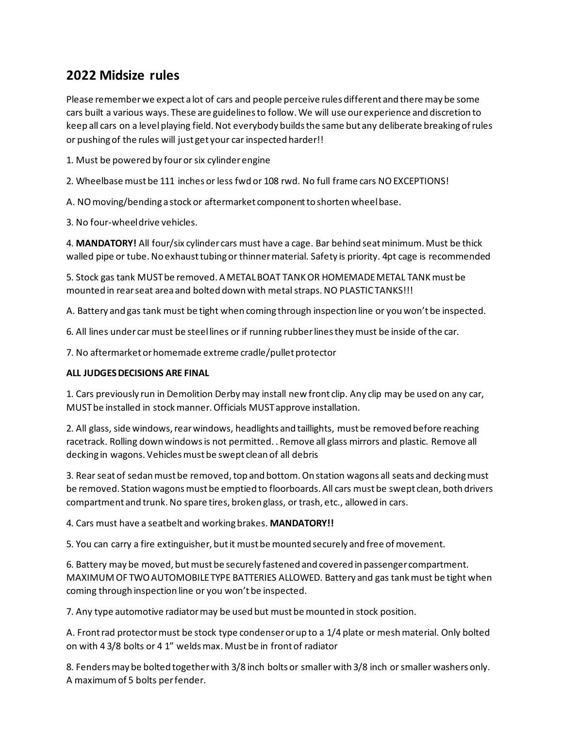## 2022 Midsize rules

Please remember we expect a lot of cars and people perceive rules different and there may be some cars built a various ways. These are guidelines to follow. We will use our experience and discretion to keep all cars on a level playing field. Not everybody builds the same but any deliberate breaking of rules or pushing of the rules will just get your car inspected harder!!

1. Must be powered by four or six cylinder engine

2. Wheelbase must be 111 inches or less fwd or 108 rwd. No full frame cars NO EXCEPTIONS!

A. NO moving/bending a stock or aftermarket component to shorten wheel base.

3. No four-wheel drive vehicles.

4. **MANDATORY!** All four/six cylinder cars must have a cage. Bar behind seat minimum. Must be thick walled pipe or tube. No exhaust tubing or thinner material. Safety is priority. 4pt cage is recommended

5. Stock gas tank MUST be removed. A METAL BOAT TANK OR HOMEMADE METAL TANK must be mounted in rear seat area and bolted down with metal straps. NO PLASTIC TANKS!!!

A. Battery and gas tank must be tight when coming through inspection line or you won't be inspected.

6. All lines under car must be steel lines or if running rubber lines they must be inside of the car.

7. No aftermarket or homemade extreme cradle/pullet protector

**ALL JUDGES DECISIONS ARE FINAL**

1. Cars previously run in Demolition Derby may install new front clip. Any clip may be used on any car, MUST be installed in stock manner. Officials MUST approve installation.

2. All glass, side windows, rear windows, headlights and taillights, must be removed before reaching racetrack. Rolling down windows is not permitted. . Remove all glass mirrors and plastic. Remove all decking in wagons. Vehicles must be swept clean of all debris

3. Rear seat of sedan must be removed, top and bottom. On station wagons all seats and decking must be removed. Station wagons must be emptied to floorboards. All cars must be swept clean, both drivers compartment and trunk. No spare tires, broken glass, or trash, etc., allowed in cars.

4. Cars must have a seatbelt and working brakes. **MANDATORY!!**

5. You can carry a fire extinguisher, but it must be mounted securely and free of movement.

6. Battery may be moved, but must be securely fastened and covered in passenger compartment. MAXIMUM OF TWO AUTOMOBILE TYPE BATTERIES ALLOWED. Battery and gas tank must be tight when coming through inspection line or you won't be inspected.

7. Any type automotive radiator may be used but must be mounted in stock position.

A. Front rad protector must be stock type condenser or up to a 1/4 plate or mesh material. Only bolted on with 4 3/8 bolts or 4 1" welds max. Must be in front of radiator

8. Fenders may be bolted together with 3/8 inch bolts or smaller with 3/8 inch or smaller washers only. A maximum of 5 bolts per fender.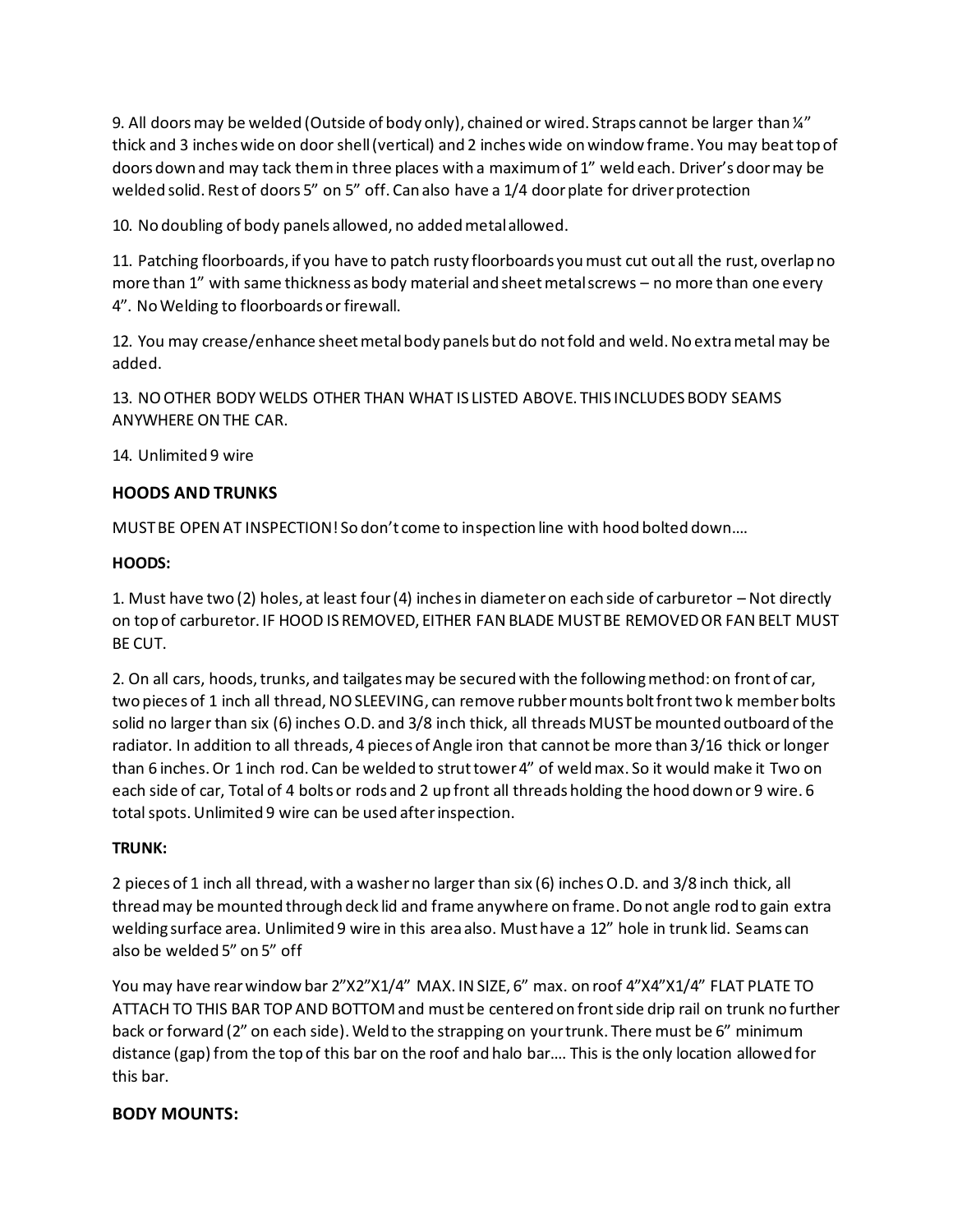9. All doors may be welded (Outside of body only), chained or wired. Straps cannot be larger than ¼" thick and 3 inches wide on door shell (vertical) and 2 inches wide on window frame. You may beat top of doors down and may tack them in three places with a maximum of 1" weld each. Driver's door may be welded solid. Rest of doors 5" on 5" off. Can also have a 1/4 door plate for driver protection

10. No doubling of body panels allowed, no added metal allowed.

11. Patching floorboards, if you have to patch rusty floorboards you must cut out all the rust, overlap no more than 1" with same thickness as body material and sheet metal screws – no more than one every 4". No Welding to floorboards or firewall.

12. You may crease/enhance sheet metal body panels but do not fold and weld. No extra metal may be added.

13. NO OTHER BODY WELDS OTHER THAN WHAT IS LISTED ABOVE. THIS INCLUDES BODY SEAMS ANYWHERE ON THE CAR.

14. Unlimited 9 wire

### HOODS AND TRUNKS

MUST BE OPEN AT INSPECTION! So don't come to inspection line with hood bolted down….

### HOODS:

1. Must have two (2) holes, at least four (4) inches in diameter on each side of carburetor – Not directly on top of carburetor. IF HOOD IS REMOVED, EITHER FAN BLADE MUST BE REMOVED OR FAN BELT MUST BE CUT.

2. On all cars, hoods, trunks, and tailgates may be secured with the following method: on front of car, two pieces of 1 inch all thread, NO SLEEVING, can remove rubber mounts bolt front two k member bolts solid no larger than six (6) inches O.D. and 3/8 inch thick, all threads MUST be mounted outboard of the radiator. In addition to all threads, 4 pieces of Angle iron that cannot be more than 3/16 thick or longer than 6 inches. Or 1 inch rod. Can be welded to strut tower 4" of weld max. So it would make it Two on each side of car, Total of 4 bolts or rods and 2 up front all threads holding the hood down or 9 wire. 6 total spots. Unlimited 9 wire can be used after inspection.

### TRUNK:

2 pieces of 1 inch all thread, with a washer no larger than six (6) inches O.D. and 3/8 inch thick, all thread may be mounted through deck lid and frame anywhere on frame. Do not angle rod to gain extra welding surface area. Unlimited 9 wire in this area also. Must have a 12" hole in trunk lid. Seams can also be welded 5" on 5" off

You may have rear window bar 2"X2"X1/4" MAX. IN SIZE, 6" max. on roof 4"X4"X1/4" FLAT PLATE TO ATTACH TO THIS BAR TOP AND BOTTOM and must be centered on front side drip rail on trunk no further back or forward (2" on each side). Weld to the strapping on your trunk. There must be 6" minimum distance (gap) from the top of this bar on the roof and halo bar…. This is the only location allowed for this bar.

### BODY MOUNTS: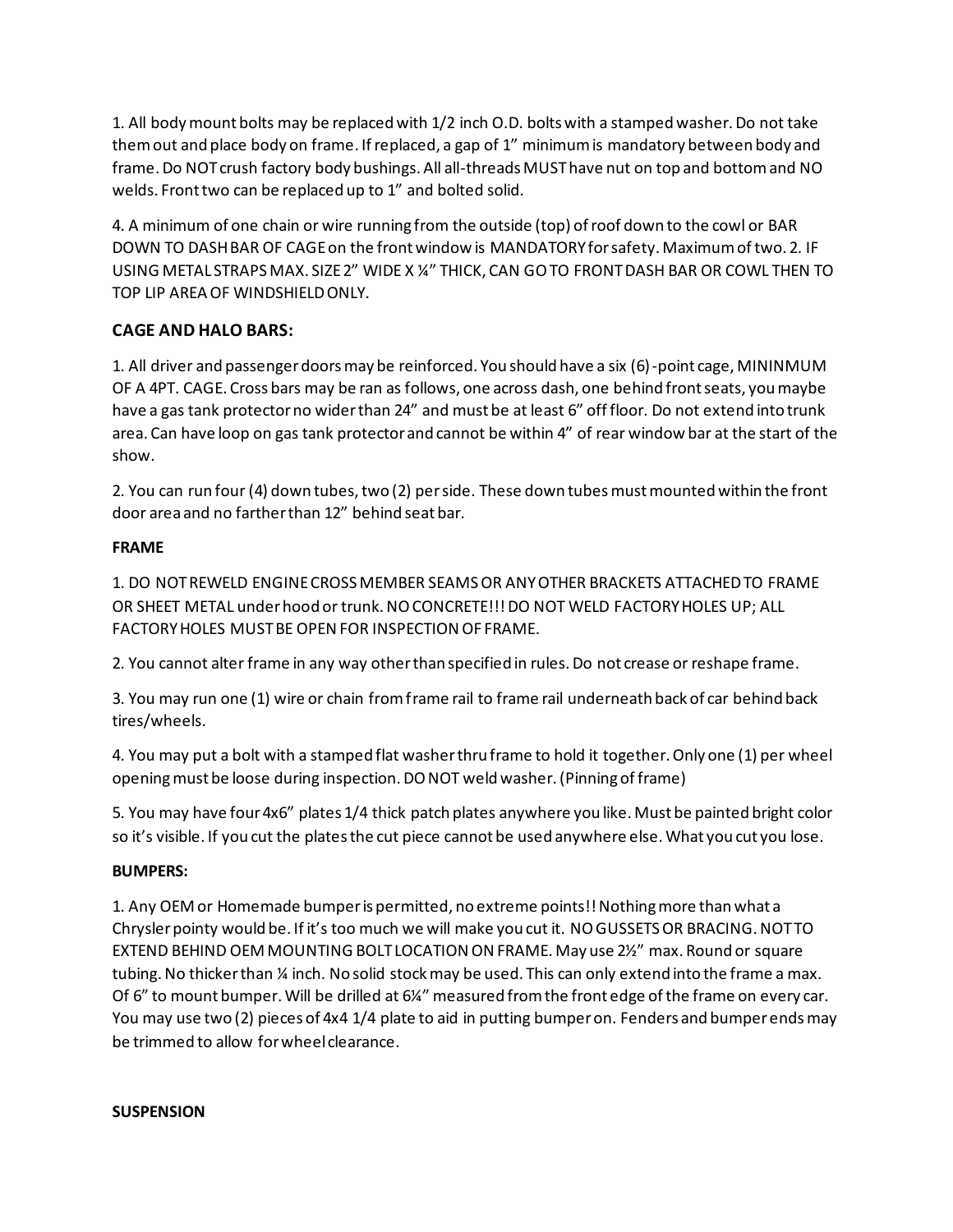1. All body mount bolts may be replaced with 1/2 inch O.D. bolts with a stamped washer. Do not take them out and place body on frame. If replaced, a gap of 1" minimum is mandatory between body and frame. Do NOT crush factory body bushings. All all-threads MUST have nut on top and bottom and NO welds. Front two can be replaced up to 1" and bolted solid.

4. A minimum of one chain or wire running from the outside (top) of roof down to the cowl or BAR DOWN TO DASH BAR OF CAGE on the front window is MANDATORY for safety. Maximum of two. 2. IF USING METAL STRAPS MAX. SIZE 2" WIDE X ¼" THICK, CAN GO TO FRONT DASH BAR OR COWL THEN TO TOP LIP AREA OF WINDSHIELD ONLY.

### CAGE AND HALO BARS:

1. All driver and passenger doors may be reinforced. You should have a six (6)-point cage, MININMUM OF A 4PT. CAGE. Cross bars may be ran as follows, one across dash, one behind front seats, you maybe have a gas tank protector no wider than 24" and must be at least 6" off floor. Do not extend into trunk area. Can have loop on gas tank protector and cannot be within 4" of rear window bar at the start of the show.

2. You can run four (4) down tubes, two (2) per side. These down tubes must mounted within the front door area and no farther than 12" behind seat bar.

**FRAME**

1. DO NOT REWELD ENGINE CROSS MEMBER SEAMS OR ANY OTHER BRACKETS ATTACHED TO FRAME OR SHEET METAL under hood or trunk. NO CONCRETE!!! DO NOT WELD FACTORY HOLES UP; ALL FACTORY HOLES MUST BE OPEN FOR INSPECTION OF FRAME.

2. You cannot alter frame in any way other than specified in rules. Do not crease or reshape frame.

3. You may run one (1) wire or chain from frame rail to frame rail underneath back of car behind back tires/wheels.

4. You may put a bolt with a stamped flat washer thru frame to hold it together. Only one (1) per wheel opening must be loose during inspection. DO NOT weld washer. (Pinning of frame)

5. You may have four 4x6" plates 1/4 thick patch plates anywhere you like. Must be painted bright color so it's visible. If you cut the plates the cut piece cannot be used anywhere else. What you cut you lose.

**BUMPERS:**

1. Any OEM or Homemade bumper is permitted, no extreme points!! Nothing more than what a Chrysler pointy would be. If it's too much we will make you cut it. NO GUSSETS OR BRACING. NOT TO EXTEND BEHIND OEM MOUNTING BOLT LOCATION ON FRAME. May use 2½" max. Round or square tubing. No thicker than ¼ inch. No solid stock may be used. This can only extend into the frame a max. Of 6" to mount bumper. Will be drilled at 6¼" measured from the front edge of the frame on every car. You may use two (2) pieces of 4x4 1/4 plate to aid in putting bumper on. Fenders and bumper ends may be trimmed to allow for wheel clearance.

**SUSPENSION**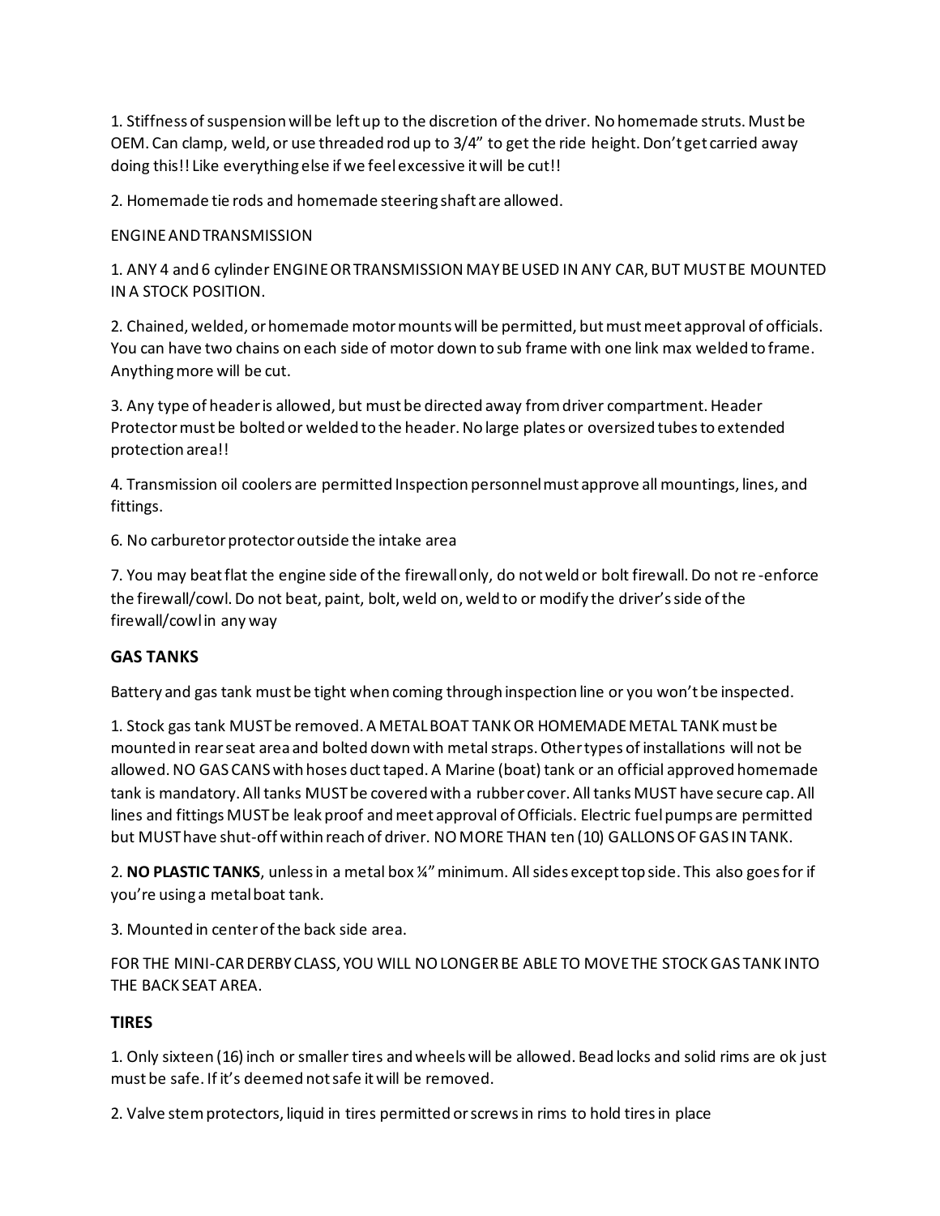1. Stiffness of suspension will be left up to the discretion of the driver. No homemade struts. Must be OEM. Can clamp, weld, or use threaded rod up to 3/4" to get the ride height. Don't get carried away doing this!! Like everything else if we feel excessive it will be cut!!

2. Homemade tie rods and homemade steering shaft are allowed.

ENGINE AND TRANSMISSION

1. ANY 4 and 6 cylinder ENGINE OR TRANSMISSION MAY BE USED IN ANY CAR, BUT MUST BE MOUNTED IN A STOCK POSITION.

2. Chained, welded, or homemade motor mounts will be permitted, but must meet approval of officials. You can have two chains on each side of motor down to sub frame with one link max welded to frame. Anything more will be cut.

3. Any type of header is allowed, but must be directed away from driver compartment. Header Protector must be bolted or welded to the header. No large plates or oversized tubes to extended protection area!!

4. Transmission oil coolers are permitted Inspection personnel must approve all mountings, lines, and fittings.

6. No carburetor protector outside the intake area

7. You may beat flat the engine side of the firewall only, do not weld or bolt firewall. Do not re-enforce the firewall/cowl. Do not beat, paint, bolt, weld on, weld to or modify the driver's side of the firewall/cowl in any way

## GAS TANKS

Battery and gas tank must be tight when coming through inspection line or you won't be inspected.

1. Stock gas tank MUST be removed. A METAL BOAT TANK OR HOMEMADE METAL TANK must be mounted in rear seat area and bolted down with metal straps. Other types of installations will not be allowed. NO GAS CANS with hoses duct taped. A Marine (boat) tank or an official approved homemade tank is mandatory. All tanks MUST be covered with a rubber cover. All tanks MUST have secure cap. All lines and fittings MUST be leak proof and meet approval of Officials. Electric fuel pumps are permitted but MUST have shut-off within reach of driver. NO MORE THAN ten (10) GALLONS OF GAS IN TANK.

2. **NO PLASTIC TANKS**, unless in a metal box ¼" minimum. All sides except top side. This also goes for if you're using a metal boat tank.

3. Mounted in center of the back side area.

FOR THE MINI-CAR DERBY CLASS, YOU WILL NO LONGER BE ABLE TO MOVE THE STOCK GAS TANK INTO THE BACK SEAT AREA.

## TIRES

1. Only sixteen (16) inch or smaller tires and wheels will be allowed. Bead locks and solid rims are ok just must be safe. If it's deemed not safe it will be removed.

2. Valve stem protectors, liquid in tires permitted or screws in rims to hold tires in place